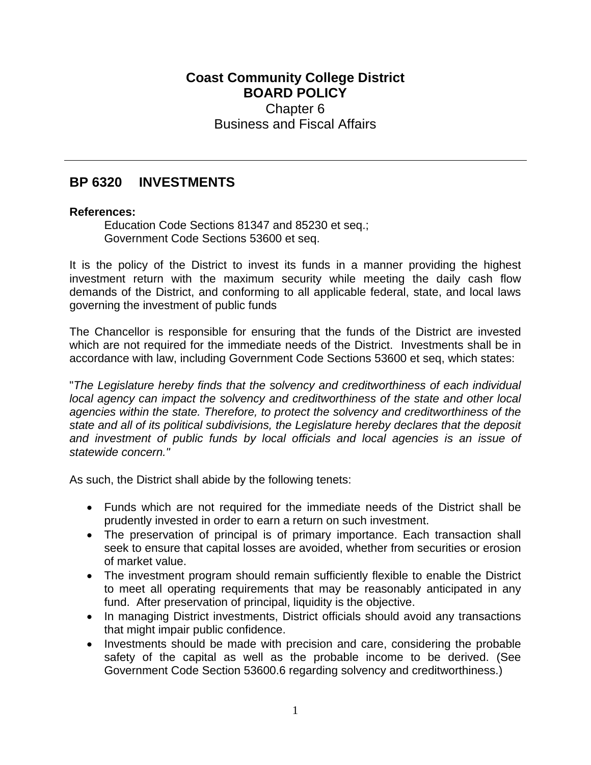**Coast Community College District**
**BOARD POLICY**
Chapter 6
Business and Fiscal Affairs

---

## BP 6320 INVESTMENTS

**References:**

Education Code Sections 81347 and 85230 et seq.;
Government Code Sections 53600 et seq.

It is the policy of the District to invest its funds in a manner providing the highest investment return with the maximum security while meeting the daily cash flow demands of the District, and conforming to all applicable federal, state, and local laws governing the investment of public funds

The Chancellor is responsible for ensuring that the funds of the District are invested which are not required for the immediate needs of the District. Investments shall be in accordance with law, including Government Code Sections 53600 et seq, which states:

"*The Legislature hereby finds that the solvency and creditworthiness of each individual local agency can impact the solvency and creditworthiness of the state and other local agencies within the state. Therefore, to protect the solvency and creditworthiness of the state and all of its political subdivisions, the Legislature hereby declares that the deposit and investment of public funds by local officials and local agencies is an issue of statewide concern.*"

As such, the District shall abide by the following tenets:

- Funds which are not required for the immediate needs of the District shall be prudently invested in order to earn a return on such investment.
- The preservation of principal is of primary importance. Each transaction shall seek to ensure that capital losses are avoided, whether from securities or erosion of market value.
- The investment program should remain sufficiently flexible to enable the District to meet all operating requirements that may be reasonably anticipated in any fund. After preservation of principal, liquidity is the objective.
- In managing District investments, District officials should avoid any transactions that might impair public confidence.
- Investments should be made with precision and care, considering the probable safety of the capital as well as the probable income to be derived. (See Government Code Section 53600.6 regarding solvency and creditworthiness.)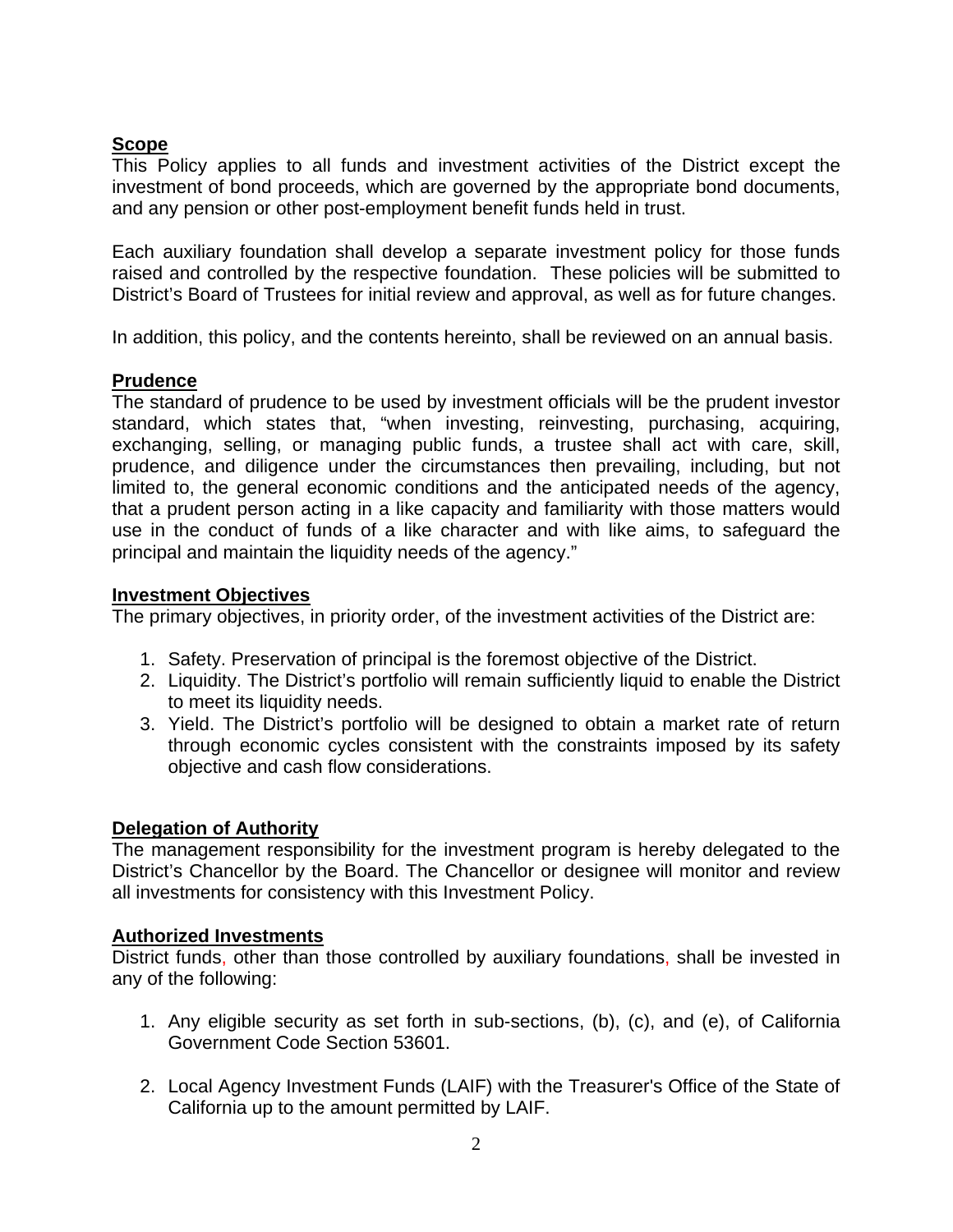**Scope**

This Policy applies to all funds and investment activities of the District except the investment of bond proceeds, which are governed by the appropriate bond documents, and any pension or other post-employment benefit funds held in trust.

Each auxiliary foundation shall develop a separate investment policy for those funds raised and controlled by the respective foundation. These policies will be submitted to District's Board of Trustees for initial review and approval, as well as for future changes.

In addition, this policy, and the contents hereinto, shall be reviewed on an annual basis.

**Prudence**

The standard of prudence to be used by investment officials will be the prudent investor standard, which states that, "when investing, reinvesting, purchasing, acquiring, exchanging, selling, or managing public funds, a trustee shall act with care, skill, prudence, and diligence under the circumstances then prevailing, including, but not limited to, the general economic conditions and the anticipated needs of the agency, that a prudent person acting in a like capacity and familiarity with those matters would use in the conduct of funds of a like character and with like aims, to safeguard the principal and maintain the liquidity needs of the agency."

**Investment Objectives**

The primary objectives, in priority order, of the investment activities of the District are:

1. Safety. Preservation of principal is the foremost objective of the District.
2. Liquidity. The District's portfolio will remain sufficiently liquid to enable the District to meet its liquidity needs.
3. Yield. The District's portfolio will be designed to obtain a market rate of return through economic cycles consistent with the constraints imposed by its safety objective and cash flow considerations.

**Delegation of Authority**

The management responsibility for the investment program is hereby delegated to the District's Chancellor by the Board. The Chancellor or designee will monitor and review all investments for consistency with this Investment Policy.

**Authorized Investments**

District funds, other than those controlled by auxiliary foundations, shall be invested in any of the following:

1. Any eligible security as set forth in sub-sections, (b), (c), and (e), of California Government Code Section 53601.

2. Local Agency Investment Funds (LAIF) with the Treasurer's Office of the State of California up to the amount permitted by LAIF.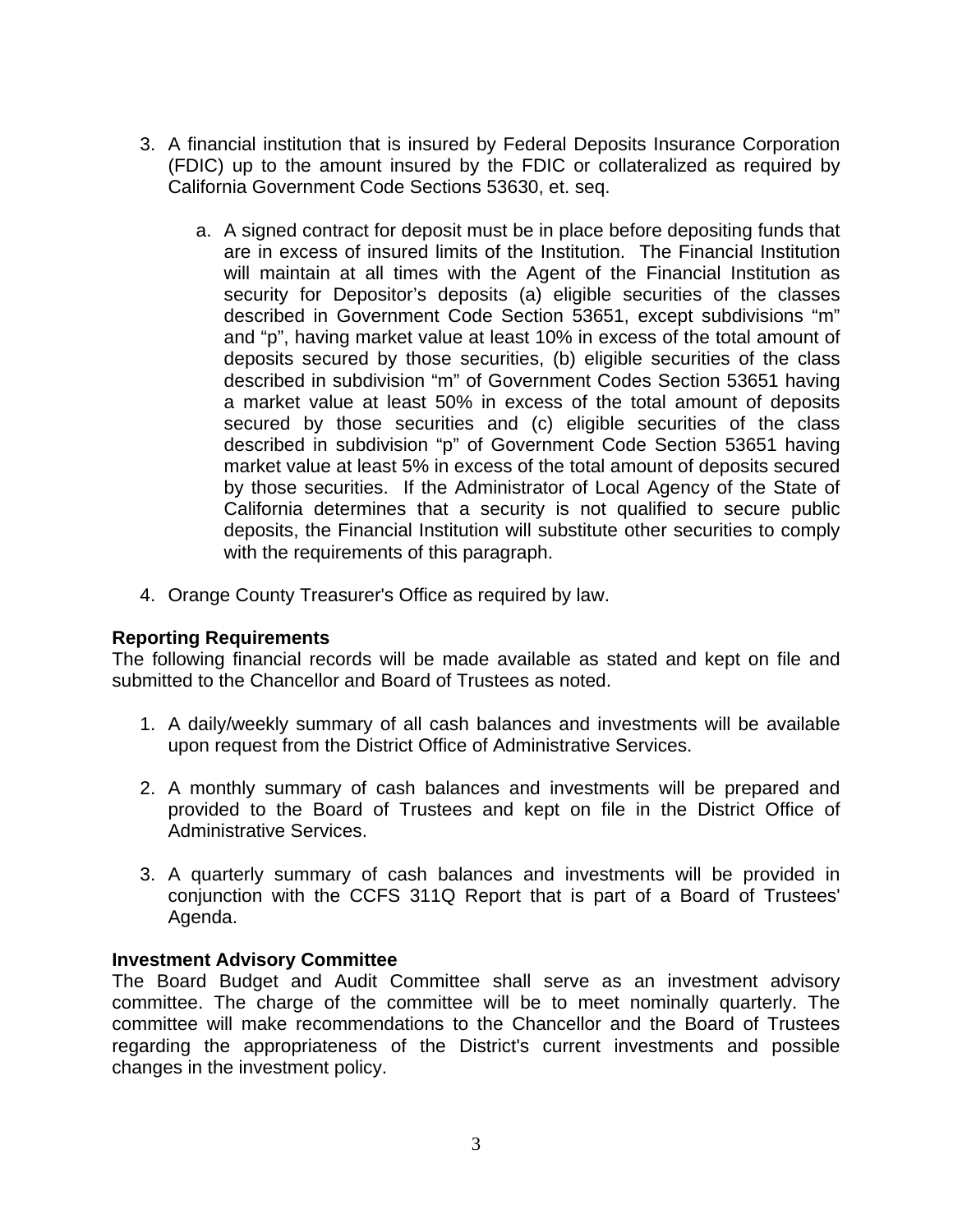3. A financial institution that is insured by Federal Deposits Insurance Corporation (FDIC) up to the amount insured by the FDIC or collateralized as required by California Government Code Sections 53630, et. seq.

    a. A signed contract for deposit must be in place before depositing funds that are in excess of insured limits of the Institution. The Financial Institution will maintain at all times with the Agent of the Financial Institution as security for Depositor's deposits (a) eligible securities of the classes described in Government Code Section 53651, except subdivisions "m" and "p", having market value at least 10% in excess of the total amount of deposits secured by those securities, (b) eligible securities of the class described in subdivision "m" of Government Codes Section 53651 having a market value at least 50% in excess of the total amount of deposits secured by those securities and (c) eligible securities of the class described in subdivision "p" of Government Code Section 53651 having market value at least 5% in excess of the total amount of deposits secured by those securities. If the Administrator of Local Agency of the State of California determines that a security is not qualified to secure public deposits, the Financial Institution will substitute other securities to comply with the requirements of this paragraph.

4. Orange County Treasurer's Office as required by law.

**Reporting Requirements**
The following financial records will be made available as stated and kept on file and submitted to the Chancellor and Board of Trustees as noted.

1. A daily/weekly summary of all cash balances and investments will be available upon request from the District Office of Administrative Services.

2. A monthly summary of cash balances and investments will be prepared and provided to the Board of Trustees and kept on file in the District Office of Administrative Services.

3. A quarterly summary of cash balances and investments will be provided in conjunction with the CCFS 311Q Report that is part of a Board of Trustees' Agenda.

**Investment Advisory Committee**
The Board Budget and Audit Committee shall serve as an investment advisory committee. The charge of the committee will be to meet nominally quarterly. The committee will make recommendations to the Chancellor and the Board of Trustees regarding the appropriateness of the District's current investments and possible changes in the investment policy.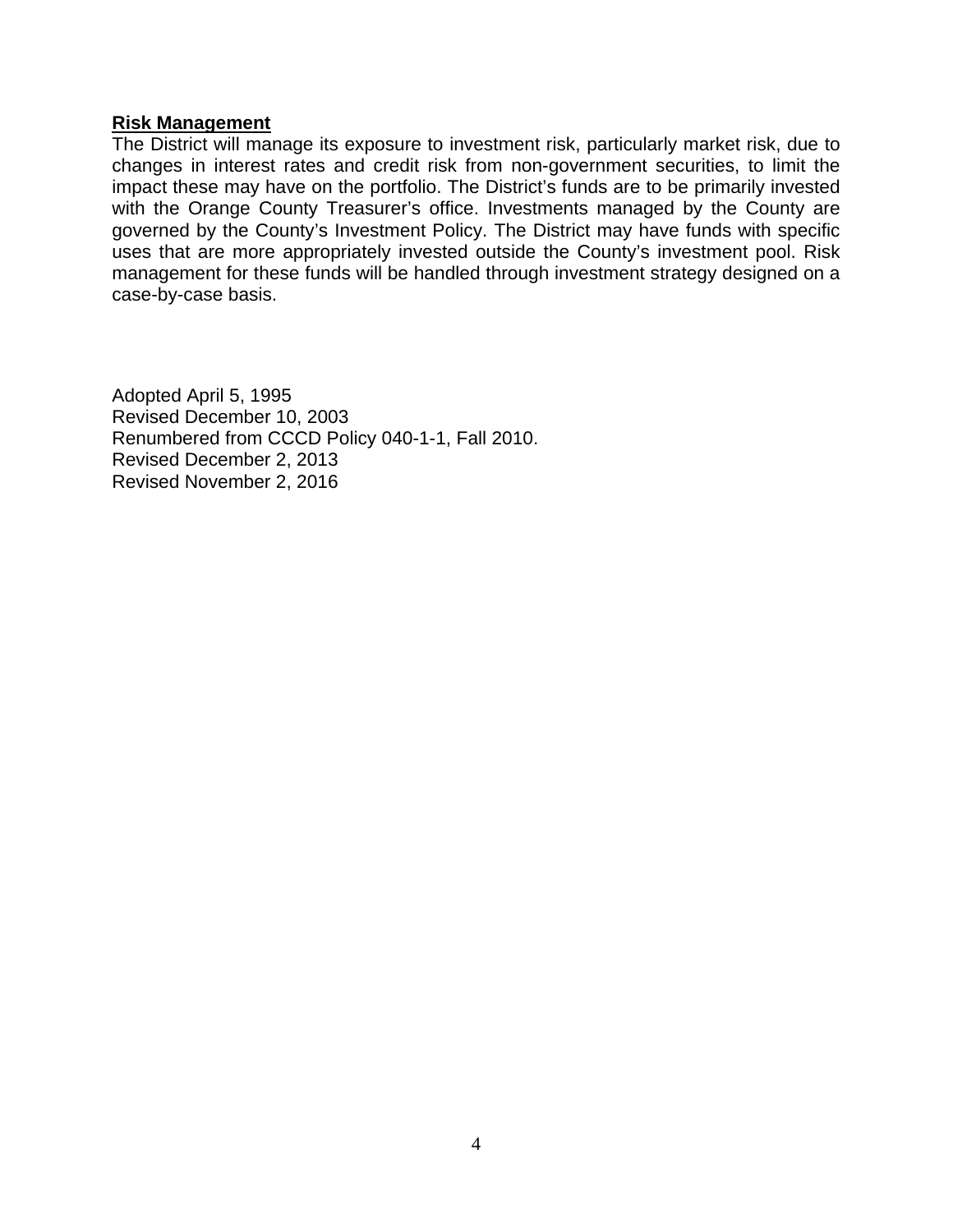**Risk Management**

The District will manage its exposure to investment risk, particularly market risk, due to changes in interest rates and credit risk from non-government securities, to limit the impact these may have on the portfolio. The District's funds are to be primarily invested with the Orange County Treasurer's office. Investments managed by the County are governed by the County's Investment Policy. The District may have funds with specific uses that are more appropriately invested outside the County's investment pool. Risk management for these funds will be handled through investment strategy designed on a case-by-case basis.

Adopted April 5, 1995
Revised December 10, 2003
Renumbered from CCCD Policy 040-1-1, Fall 2010.
Revised December 2, 2013
Revised November 2, 2016